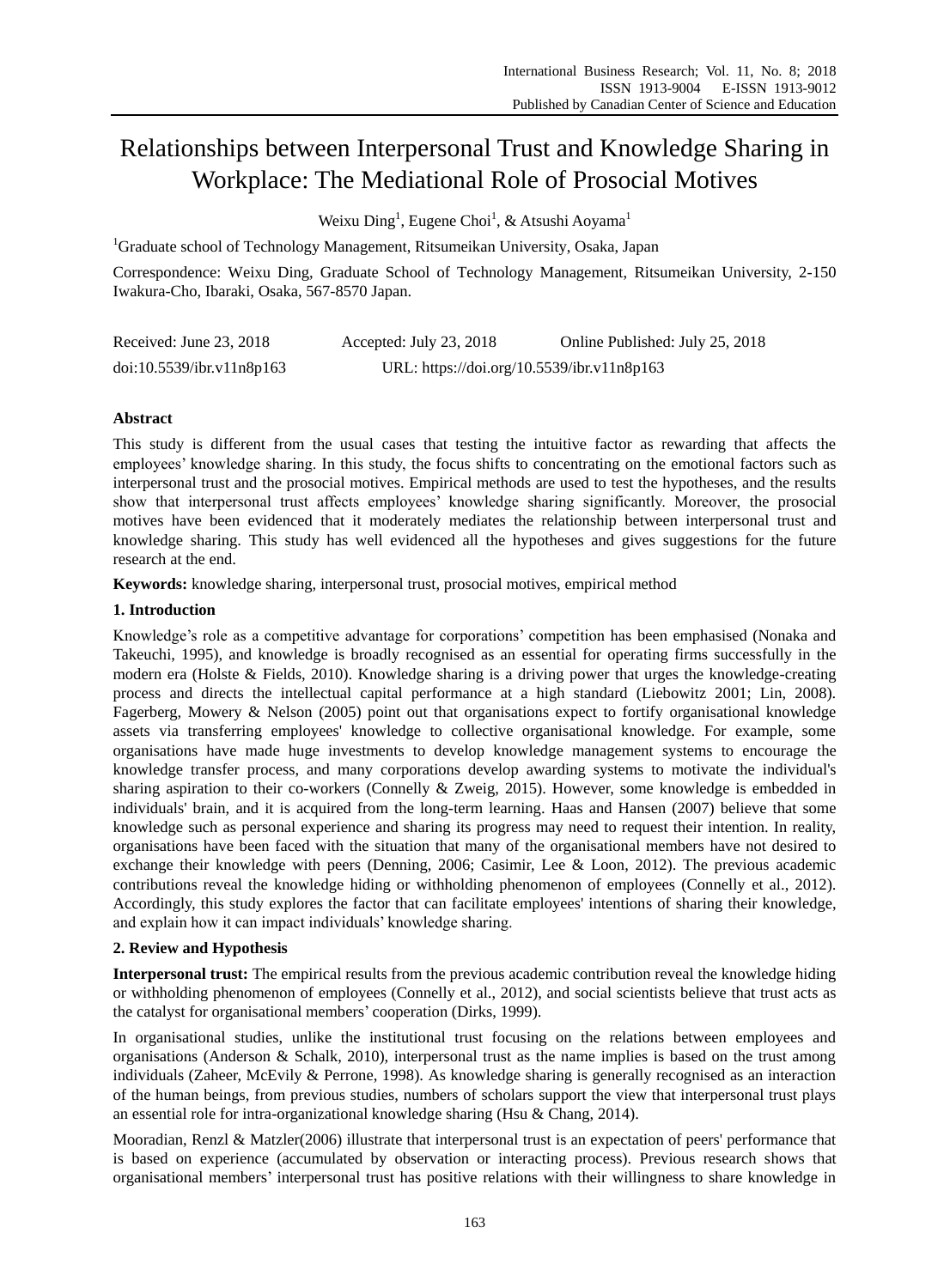# Relationships between Interpersonal Trust and Knowledge Sharing in Workplace: The Mediational Role of Prosocial Motives

Weixu Ding[1], Eugene Choi[1], & Atsushi Aoyama[1]

[1]Graduate school of Technology Management, Ritsumeikan University, Osaka, Japan

Correspondence: Weixu Ding, Graduate School of Technology Management, Ritsumeikan University, 2-150 Iwakura-Cho, Ibaraki, Osaka, 567-8570 Japan.

Received: June 23, 2018 Accepted: July 23, 2018 Online Published: July 25, 2018

doi:10.5539/ibr.v11n8p163 URL: https://doi.org/10.5539/ibr.v11n8p163

## Abstract

This study is different from the usual cases that testing the intuitive factor as rewarding that affects the employees' knowledge sharing. In this study, the focus shifts to concentrating on the emotional factors such as interpersonal trust and the prosocial motives. Empirical methods are used to test the hypotheses, and the results show that interpersonal trust affects employees' knowledge sharing significantly. Moreover, the prosocial motives have been evidenced that it moderately mediates the relationship between interpersonal trust and knowledge sharing. This study has well evidenced all the hypotheses and gives suggestions for the future research at the end.

**Keywords:** knowledge sharing, interpersonal trust, prosocial motives, empirical method

## 1. Introduction

Knowledge's role as a competitive advantage for corporations' competition has been emphasised (Nonaka and Takeuchi, 1995), and knowledge is broadly recognised as an essential for operating firms successfully in the modern era (Holste & Fields, 2010). Knowledge sharing is a driving power that urges the knowledge-creating process and directs the intellectual capital performance at a high standard (Liebowitz 2001; Lin, 2008). Fagerberg, Mowery & Nelson (2005) point out that organisations expect to fortify organisational knowledge assets via transferring employees' knowledge to collective organisational knowledge. For example, some organisations have made huge investments to develop knowledge management systems to encourage the knowledge transfer process, and many corporations develop awarding systems to motivate the individual's sharing aspiration to their co-workers (Connelly & Zweig, 2015). However, some knowledge is embedded in individuals' brain, and it is acquired from the long-term learning. Haas and Hansen (2007) believe that some knowledge such as personal experience and sharing its progress may need to request their intention. In reality, organisations have been faced with the situation that many of the organisational members have not desired to exchange their knowledge with peers (Denning, 2006; Casimir, Lee & Loon, 2012). The previous academic contributions reveal the knowledge hiding or withholding phenomenon of employees (Connelly et al., 2012). Accordingly, this study explores the factor that can facilitate employees' intentions of sharing their knowledge, and explain how it can impact individuals' knowledge sharing.

## 2. Review and Hypothesis

**Interpersonal trust:** The empirical results from the previous academic contribution reveal the knowledge hiding or withholding phenomenon of employees (Connelly et al., 2012), and social scientists believe that trust acts as the catalyst for organisational members' cooperation (Dirks, 1999).

In organisational studies, unlike the institutional trust focusing on the relations between employees and organisations (Anderson & Schalk, 2010), interpersonal trust as the name implies is based on the trust among individuals (Zaheer, McEvily & Perrone, 1998). As knowledge sharing is generally recognised as an interaction of the human beings, from previous studies, numbers of scholars support the view that interpersonal trust plays an essential role for intra-organizational knowledge sharing (Hsu & Chang, 2014).

Mooradian, Renzl & Matzler(2006) illustrate that interpersonal trust is an expectation of peers' performance that is based on experience (accumulated by observation or interacting process). Previous research shows that organisational members' interpersonal trust has positive relations with their willingness to share knowledge in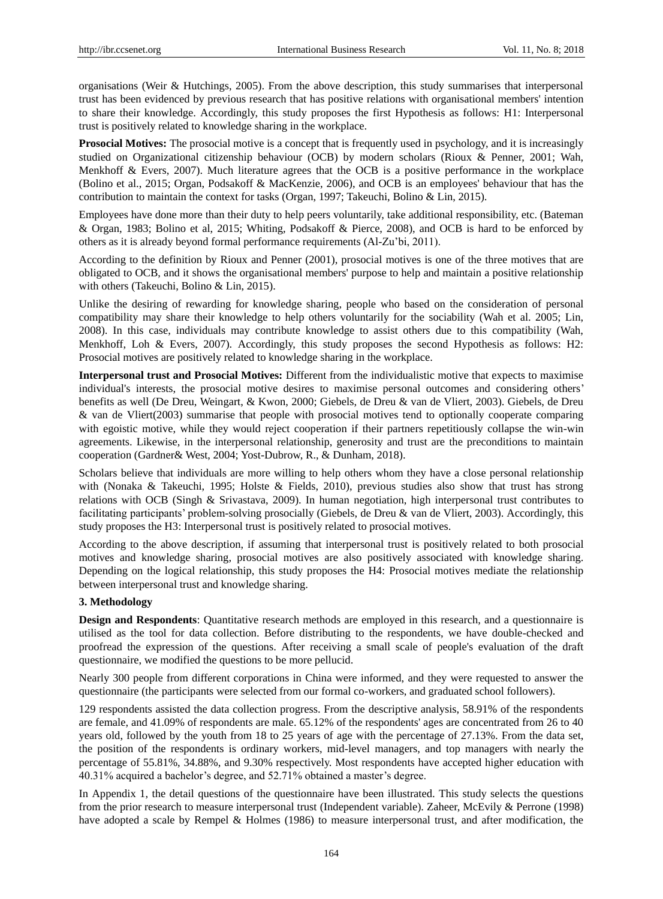organisations (Weir & Hutchings, 2005). From the above description, this study summarises that interpersonal trust has been evidenced by previous research that has positive relations with organisational members' intention to share their knowledge. Accordingly, this study proposes the first Hypothesis as follows: H1: Interpersonal trust is positively related to knowledge sharing in the workplace.

**Prosocial Motives:** The prosocial motive is a concept that is frequently used in psychology, and it is increasingly studied on Organizational citizenship behaviour (OCB) by modern scholars (Rioux & Penner, 2001; Wah, Menkhoff & Evers, 2007). Much literature agrees that the OCB is a positive performance in the workplace (Bolino et al., 2015; Organ, Podsakoff & MacKenzie, 2006), and OCB is an employees' behaviour that has the contribution to maintain the context for tasks (Organ, 1997; Takeuchi, Bolino & Lin, 2015).

Employees have done more than their duty to help peers voluntarily, take additional responsibility, etc. (Bateman & Organ, 1983; Bolino et al, 2015; Whiting, Podsakoff & Pierce, 2008), and OCB is hard to be enforced by others as it is already beyond formal performance requirements (Al-Zu'bi, 2011).

According to the definition by Rioux and Penner (2001), prosocial motives is one of the three motives that are obligated to OCB, and it shows the organisational members' purpose to help and maintain a positive relationship with others (Takeuchi, Bolino & Lin, 2015).

Unlike the desiring of rewarding for knowledge sharing, people who based on the consideration of personal compatibility may share their knowledge to help others voluntarily for the sociability (Wah et al. 2005; Lin, 2008). In this case, individuals may contribute knowledge to assist others due to this compatibility (Wah, Menkhoff, Loh & Evers, 2007). Accordingly, this study proposes the second Hypothesis as follows: H2: Prosocial motives are positively related to knowledge sharing in the workplace.

**Interpersonal trust and Prosocial Motives:** Different from the individualistic motive that expects to maximise individual's interests, the prosocial motive desires to maximise personal outcomes and considering others' benefits as well (De Dreu, Weingart, & Kwon, 2000; Giebels, de Dreu & van de Vliert, 2003). Giebels, de Dreu & van de Vliert(2003) summarise that people with prosocial motives tend to optionally cooperate comparing with egoistic motive, while they would reject cooperation if their partners repetitiously collapse the win-win agreements. Likewise, in the interpersonal relationship, generosity and trust are the preconditions to maintain cooperation (Gardner& West, 2004; Yost-Dubrow, R., & Dunham, 2018).

Scholars believe that individuals are more willing to help others whom they have a close personal relationship with (Nonaka & Takeuchi, 1995; Holste & Fields, 2010), previous studies also show that trust has strong relations with OCB (Singh & Srivastava, 2009). In human negotiation, high interpersonal trust contributes to facilitating participants' problem-solving prosocially (Giebels, de Dreu & van de Vliert, 2003). Accordingly, this study proposes the H3: Interpersonal trust is positively related to prosocial motives.

According to the above description, if assuming that interpersonal trust is positively related to both prosocial motives and knowledge sharing, prosocial motives are also positively associated with knowledge sharing. Depending on the logical relationship, this study proposes the H4: Prosocial motives mediate the relationship between interpersonal trust and knowledge sharing.

## 3. Methodology

**Design and Respondents**: Quantitative research methods are employed in this research, and a questionnaire is utilised as the tool for data collection. Before distributing to the respondents, we have double-checked and proofread the expression of the questions. After receiving a small scale of people's evaluation of the draft questionnaire, we modified the questions to be more pellucid.

Nearly 300 people from different corporations in China were informed, and they were requested to answer the questionnaire (the participants were selected from our formal co-workers, and graduated school followers).

129 respondents assisted the data collection progress. From the descriptive analysis, 58.91% of the respondents are female, and 41.09% of respondents are male. 65.12% of the respondents' ages are concentrated from 26 to 40 years old, followed by the youth from 18 to 25 years of age with the percentage of 27.13%. From the data set, the position of the respondents is ordinary workers, mid-level managers, and top managers with nearly the percentage of 55.81%, 34.88%, and 9.30% respectively. Most respondents have accepted higher education with 40.31% acquired a bachelor's degree, and 52.71% obtained a master's degree.

In Appendix 1, the detail questions of the questionnaire have been illustrated. This study selects the questions from the prior research to measure interpersonal trust (Independent variable). Zaheer, McEvily & Perrone (1998) have adopted a scale by Rempel & Holmes (1986) to measure interpersonal trust, and after modification, the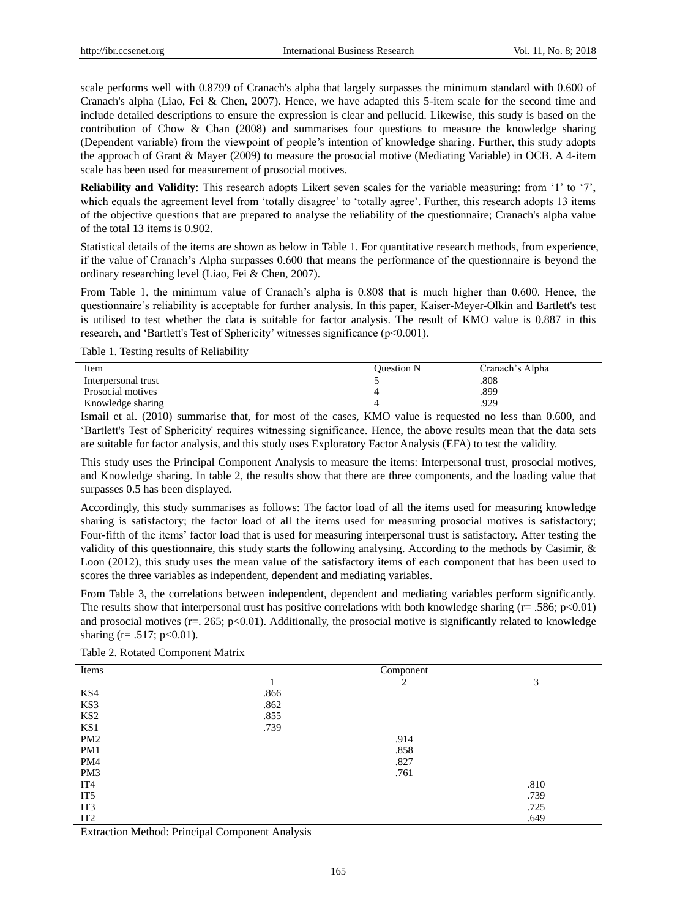scale performs well with 0.8799 of Cranach's alpha that largely surpasses the minimum standard with 0.600 of Cranach's alpha (Liao, Fei & Chen, 2007). Hence, we have adapted this 5-item scale for the second time and include detailed descriptions to ensure the expression is clear and pellucid. Likewise, this study is based on the contribution of Chow & Chan (2008) and summarises four questions to measure the knowledge sharing (Dependent variable) from the viewpoint of people's intention of knowledge sharing. Further, this study adopts the approach of Grant & Mayer (2009) to measure the prosocial motive (Mediating Variable) in OCB. A 4-item scale has been used for measurement of prosocial motives.

**Reliability and Validity**: This research adopts Likert seven scales for the variable measuring: from '1' to '7', which equals the agreement level from 'totally disagree' to 'totally agree'. Further, this research adopts 13 items of the objective questions that are prepared to analyse the reliability of the questionnaire; Cranach's alpha value of the total 13 items is 0.902.

Statistical details of the items are shown as below in Table 1. For quantitative research methods, from experience, if the value of Cranach's Alpha surpasses 0.600 that means the performance of the questionnaire is beyond the ordinary researching level (Liao, Fei & Chen, 2007).

From Table 1, the minimum value of Cranach's alpha is 0.808 that is much higher than 0.600. Hence, the questionnaire's reliability is acceptable for further analysis. In this paper, Kaiser-Meyer-Olkin and Bartlett's test is utilised to test whether the data is suitable for factor analysis. The result of KMO value is 0.887 in this research, and 'Bartlett's Test of Sphericity' witnesses significance ($p<0.001$).

Table 1. Testing results of Reliability

| Item | Question N | Cranach's Alpha |
|---|---|---|
| Interpersonal trust | 5 | .808 |
| Prosocial motives | 4 | .899 |
| Knowledge sharing | 4 | .929 |

Ismail et al. (2010) summarise that, for most of the cases, KMO value is requested no less than 0.600, and 'Bartlett's Test of Sphericity' requires witnessing significance. Hence, the above results mean that the data sets are suitable for factor analysis, and this study uses Exploratory Factor Analysis (EFA) to test the validity.

This study uses the Principal Component Analysis to measure the items: Interpersonal trust, prosocial motives, and Knowledge sharing. In table 2, the results show that there are three components, and the loading value that surpasses 0.5 has been displayed.

Accordingly, this study summarises as follows: The factor load of all the items used for measuring knowledge sharing is satisfactory; the factor load of all the items used for measuring prosocial motives is satisfactory; Four-fifth of the items' factor load that is used for measuring interpersonal trust is satisfactory. After testing the validity of this questionnaire, this study starts the following analysing. According to the methods by Casimir, & Loon (2012), this study uses the mean value of the satisfactory items of each component that has been used to scores the three variables as independent, dependent and mediating variables.

From Table 3, the correlations between independent, dependent and mediating variables perform significantly. The results show that interpersonal trust has positive correlations with both knowledge sharing ($r= .586$; $p<0.01$) and prosocial motives ($r=. 265$; $p<0.01$). Additionally, the prosocial motive is significantly related to knowledge sharing ($r= .517$; $p<0.01$).

Table 2. Rotated Component Matrix

| Items | Component | | |
|---|---|---|---|
| | 1 | 2 | 3 |
| KS4 | .866 | | |
| KS3 | .862 | | |
| KS2 | .855 | | |
| KS1 | .739 | | |
| PM2 | | .914 | |
| PM1 | | .858 | |
| PM4 | | .827 | |
| PM3 | | .761 | |
| IT4 | | | .810 |
| IT5 | | | .739 |
| IT3 | | | .725 |
| IT2 | | | .649 |

Extraction Method: Principal Component Analysis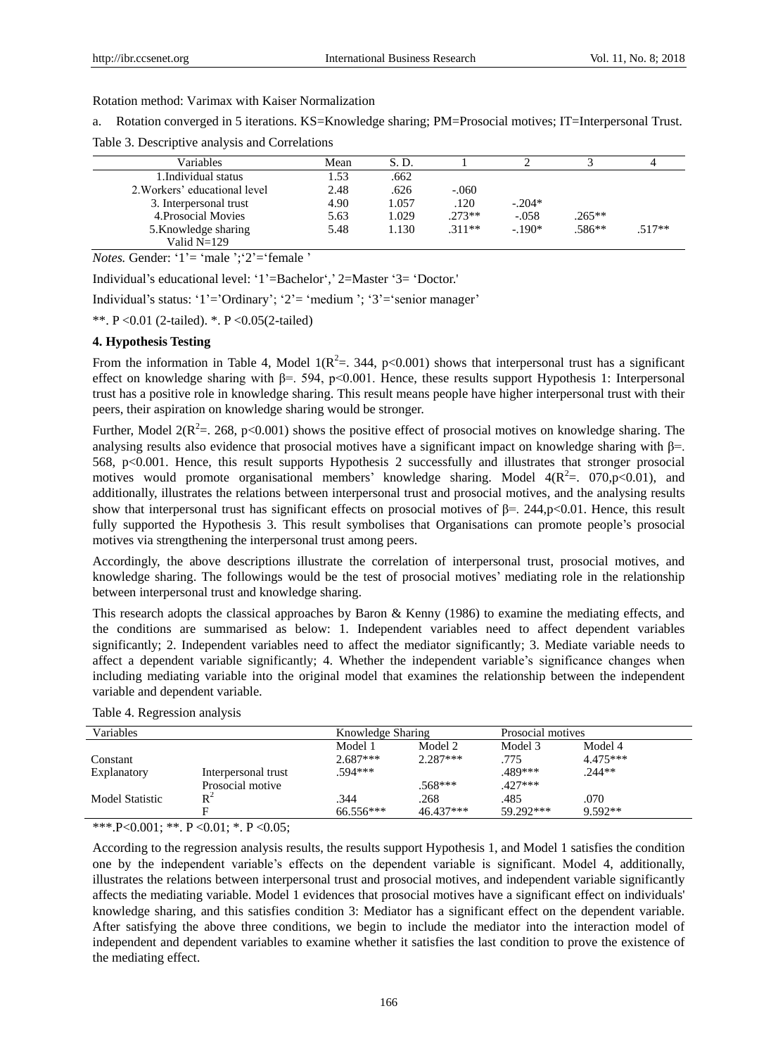Rotation method: Varimax with Kaiser Normalization

a. Rotation converged in 5 iterations. KS=Knowledge sharing; PM=Prosocial motives; IT=Interpersonal Trust.

Table 3. Descriptive analysis and Correlations

| Variables | Mean | S. D. | 1 | 2 | 3 | 4 |
|---|---|---|---|---|---|---|
| 1.Individual status | 1.53 | .662 | | | | |
| 2.Workers' educational level | 2.48 | .626 | -.060 | | | |
| 3. Interpersonal trust | 4.90 | 1.057 | .120 | -.204* | | |
| 4.Prosocial Movies | 5.63 | 1.029 | .273** | -.058 | .265** | |
| 5.Knowledge sharing | 5.48 | 1.130 | .311** | -.190* | .586** | .517** |
| Valid N=129 | | | | | | |

*Notes.* Gender: '1'= 'male ';'2'='female '

Individual's educational level: '1'='Bachelor',' 2=Master '3= 'Doctor.'

Individual's status: '1'='Ordinary'; '2'= 'medium '; '3'='senior manager'

**. P <0.01 (2-tailed). *. P <0.05(2-tailed)

**4. Hypothesis Testing**

From the information in Table 4, Model 1($R^2$=. 344, p<0.001) shows that interpersonal trust has a significant effect on knowledge sharing with β=. 594, p<0.001. Hence, these results support Hypothesis 1: Interpersonal trust has a positive role in knowledge sharing. This result means people have higher interpersonal trust with their peers, their aspiration on knowledge sharing would be stronger.

Further, Model 2($R^2$=. 268, p<0.001) shows the positive effect of prosocial motives on knowledge sharing. The analysing results also evidence that prosocial motives have a significant impact on knowledge sharing with β=. 568, p<0.001. Hence, this result supports Hypothesis 2 successfully and illustrates that stronger prosocial motives would promote organisational members' knowledge sharing. Model 4($R^2$=. 070,p<0.01), and additionally, illustrates the relations between interpersonal trust and prosocial motives, and the analysing results show that interpersonal trust has significant effects on prosocial motives of β=. 244,p<0.01. Hence, this result fully supported the Hypothesis 3. This result symbolises that Organisations can promote people's prosocial motives via strengthening the interpersonal trust among peers.

Accordingly, the above descriptions illustrate the correlation of interpersonal trust, prosocial motives, and knowledge sharing. The followings would be the test of prosocial motives' mediating role in the relationship between interpersonal trust and knowledge sharing.

This research adopts the classical approaches by Baron & Kenny (1986) to examine the mediating effects, and the conditions are summarised as below: 1. Independent variables need to affect dependent variables significantly; 2. Independent variables need to affect the mediator significantly; 3. Mediate variable needs to affect a dependent variable significantly; 4. Whether the independent variable's significance changes when including mediating variable into the original model that examines the relationship between the independent variable and dependent variable.

Table 4. Regression analysis

| Variables | | Knowledge Sharing | | Prosocial motives | |
|---|---|---|---|---|---|
| | | Model 1 | Model 2 | Model 3 | Model 4 |
| Constant | | 2.687*** | 2.287*** | .775 | 4.475*** |
| Explanatory | Interpersonal trust | .594*** | | .489*** | .244** |
| | Prosocial motive | | .568*** | .427*** | |
| Model Statistic | $R^2$ | .344 | .268 | .485 | .070 |
| | F | 66.556*** | 46.437*** | 59.292*** | 9.592** |

***.P<0.001; **. P <0.01; *. P <0.05;

According to the regression analysis results, the results support Hypothesis 1, and Model 1 satisfies the condition one by the independent variable's effects on the dependent variable is significant. Model 4, additionally, illustrates the relations between interpersonal trust and prosocial motives, and independent variable significantly affects the mediating variable. Model 1 evidences that prosocial motives have a significant effect on individuals' knowledge sharing, and this satisfies condition 3: Mediator has a significant effect on the dependent variable. After satisfying the above three conditions, we begin to include the mediator into the interaction model of independent and dependent variables to examine whether it satisfies the last condition to prove the existence of the mediating effect.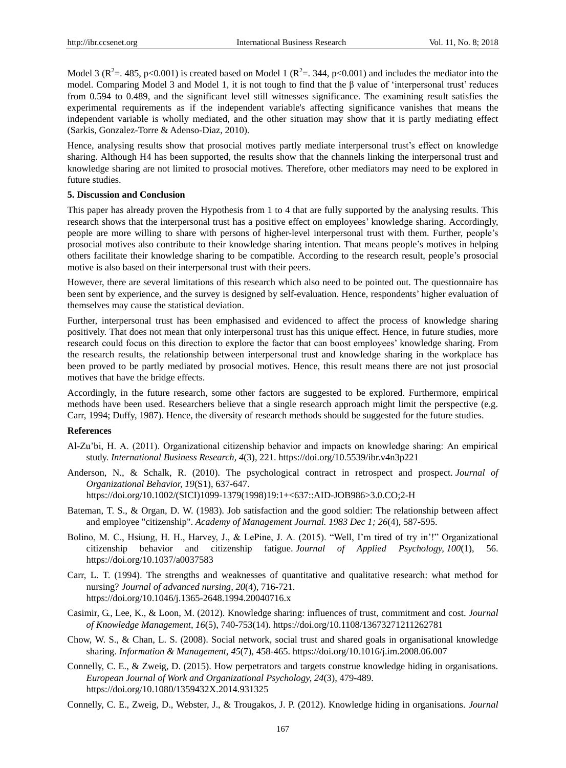Model 3 ($R^2$=. 485, $p<0.001$) is created based on Model 1 ($R^2$=. 344, $p<0.001$) and includes the mediator into the model. Comparing Model 3 and Model 1, it is not tough to find that the β value of 'interpersonal trust' reduces from 0.594 to 0.489, and the significant level still witnesses significance. The examining result satisfies the experimental requirements as if the independent variable's affecting significance vanishes that means the independent variable is wholly mediated, and the other situation may show that it is partly mediating effect (Sarkis, Gonzalez-Torre & Adenso-Diaz, 2010).

Hence, analysing results show that prosocial motives partly mediate interpersonal trust's effect on knowledge sharing. Although H4 has been supported, the results show that the channels linking the interpersonal trust and knowledge sharing are not limited to prosocial motives. Therefore, other mediators may need to be explored in future studies.

## 5. Discussion and Conclusion

This paper has already proven the Hypothesis from 1 to 4 that are fully supported by the analysing results. This research shows that the interpersonal trust has a positive effect on employees' knowledge sharing. Accordingly, people are more willing to share with persons of higher-level interpersonal trust with them. Further, people's prosocial motives also contribute to their knowledge sharing intention. That means people's motives in helping others facilitate their knowledge sharing to be compatible. According to the research result, people's prosocial motive is also based on their interpersonal trust with their peers.

However, there are several limitations of this research which also need to be pointed out. The questionnaire has been sent by experience, and the survey is designed by self-evaluation. Hence, respondents' higher evaluation of themselves may cause the statistical deviation.

Further, interpersonal trust has been emphasised and evidenced to affect the process of knowledge sharing positively. That does not mean that only interpersonal trust has this unique effect. Hence, in future studies, more research could focus on this direction to explore the factor that can boost employees' knowledge sharing. From the research results, the relationship between interpersonal trust and knowledge sharing in the workplace has been proved to be partly mediated by prosocial motives. Hence, this result means there are not just prosocial motives that have the bridge effects.

Accordingly, in the future research, some other factors are suggested to be explored. Furthermore, empirical methods have been used. Researchers believe that a single research approach might limit the perspective (e.g. Carr, 1994; Duffy, 1987). Hence, the diversity of research methods should be suggested for the future studies.

## References

Al-Zu'bi, H. A. (2011). Organizational citizenship behavior and impacts on knowledge sharing: An empirical study. *International Business Research, 4*(3), 221. https://doi.org/10.5539/ibr.v4n3p221

Anderson, N., & Schalk, R. (2010). The psychological contract in retrospect and prospect. *Journal of Organizational Behavior, 19*(S1), 637-647. https://doi.org/10.1002/(SICI)1099-1379(1998)19:1+<637::AID-JOB986>3.0.CO;2-H

Bateman, T. S., & Organ, D. W. (1983). Job satisfaction and the good soldier: The relationship between affect and employee "citizenship". *Academy of Management Journal. 1983 Dec 1; 26*(4), 587-595.

Bolino, M. C., Hsiung, H. H., Harvey, J., & LePine, J. A. (2015). "Well, I'm tired of try in'!" Organizational citizenship behavior and citizenship fatigue. *Journal of Applied Psychology, 100*(1), 56. https://doi.org/10.1037/a0037583

Carr, L. T. (1994). The strengths and weaknesses of quantitative and qualitative research: what method for nursing? *Journal of advanced nursing, 20*(4), 716-721. https://doi.org/10.1046/j.1365-2648.1994.20040716.x

Casimir, G., Lee, K., & Loon, M. (2012). Knowledge sharing: influences of trust, commitment and cost. *Journal of Knowledge Management, 16*(5), 740-753(14). https://doi.org/10.1108/13673271211262781

Chow, W. S., & Chan, L. S. (2008). Social network, social trust and shared goals in organisational knowledge sharing. *Information & Management, 45*(7), 458-465. https://doi.org/10.1016/j.im.2008.06.007

Connelly, C. E., & Zweig, D. (2015). How perpetrators and targets construe knowledge hiding in organisations. *European Journal of Work and Organizational Psychology, 24*(3), 479-489. https://doi.org/10.1080/1359432X.2014.931325

Connelly, C. E., Zweig, D., Webster, J., & Trougakos, J. P. (2012). Knowledge hiding in organisations. *Journal*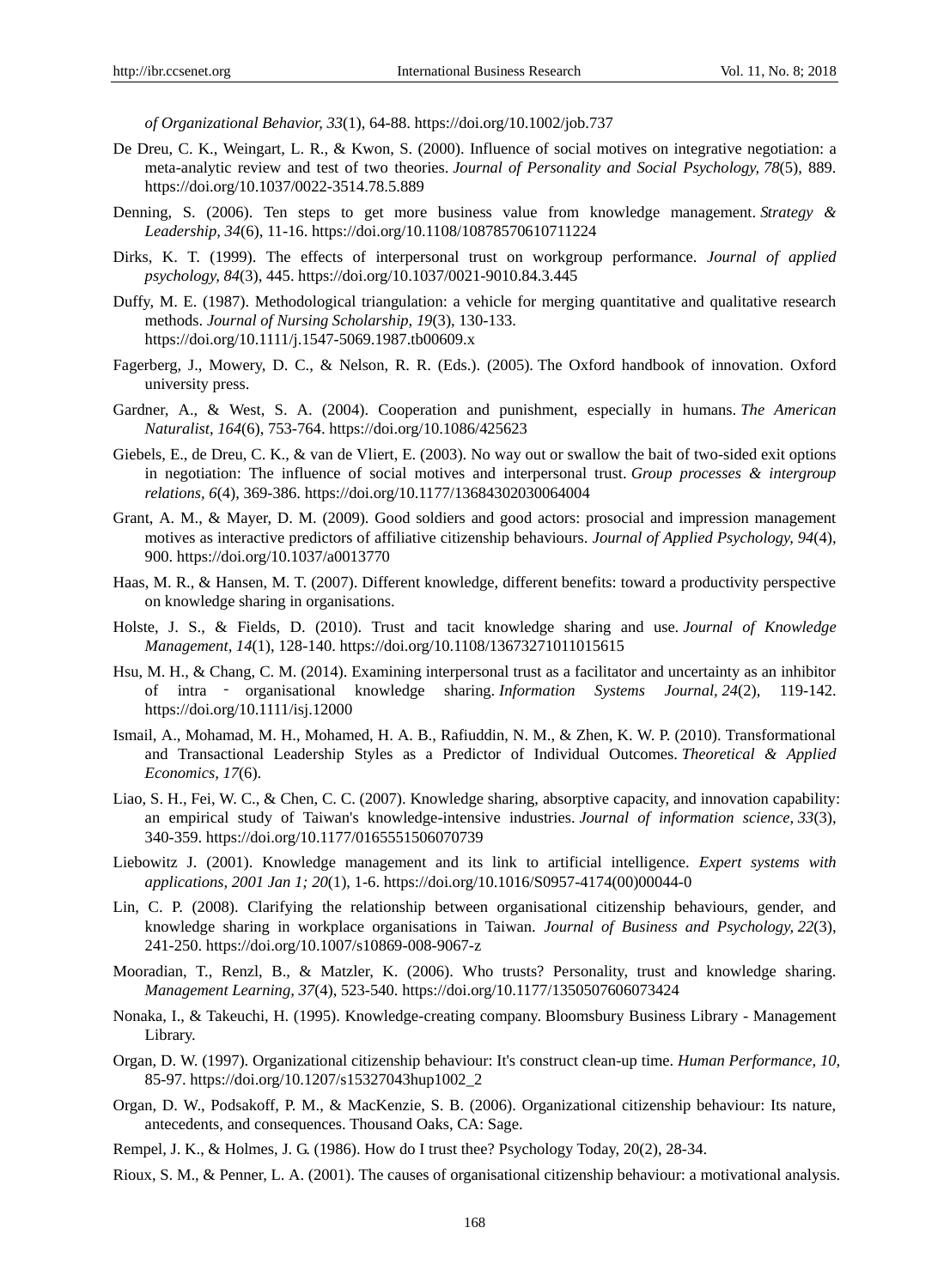*of Organizational Behavior, 33*(1), 64-88. https://doi.org/10.1002/job.737

De Dreu, C. K., Weingart, L. R., & Kwon, S. (2000). Influence of social motives on integrative negotiation: a meta-analytic review and test of two theories. *Journal of Personality and Social Psychology, 78*(5), 889. https://doi.org/10.1037/0022-3514.78.5.889

Denning, S. (2006). Ten steps to get more business value from knowledge management. *Strategy & Leadership, 34*(6), 11-16. https://doi.org/10.1108/10878570610711224

Dirks, K. T. (1999). The effects of interpersonal trust on workgroup performance. *Journal of applied psychology, 84*(3), 445. https://doi.org/10.1037/0021-9010.84.3.445

Duffy, M. E. (1987). Methodological triangulation: a vehicle for merging quantitative and qualitative research methods. *Journal of Nursing Scholarship, 19*(3), 130-133. https://doi.org/10.1111/j.1547-5069.1987.tb00609.x

Fagerberg, J., Mowery, D. C., & Nelson, R. R. (Eds.). (2005). The Oxford handbook of innovation. Oxford university press.

Gardner, A., & West, S. A. (2004). Cooperation and punishment, especially in humans. *The American Naturalist, 164*(6), 753-764. https://doi.org/10.1086/425623

Giebels, E., de Dreu, C. K., & van de Vliert, E. (2003). No way out or swallow the bait of two-sided exit options in negotiation: The influence of social motives and interpersonal trust. *Group processes & intergroup relations, 6*(4), 369-386. https://doi.org/10.1177/13684302030064004

Grant, A. M., & Mayer, D. M. (2009). Good soldiers and good actors: prosocial and impression management motives as interactive predictors of affiliative citizenship behaviours. *Journal of Applied Psychology, 94*(4), 900. https://doi.org/10.1037/a0013770

Haas, M. R., & Hansen, M. T. (2007). Different knowledge, different benefits: toward a productivity perspective on knowledge sharing in organisations.

Holste, J. S., & Fields, D. (2010). Trust and tacit knowledge sharing and use. *Journal of Knowledge Management, 14*(1), 128-140. https://doi.org/10.1108/13673271011015615

Hsu, M. H., & Chang, C. M. (2014). Examining interpersonal trust as a facilitator and uncertainty as an inhibitor of intra‐organisational knowledge sharing. *Information Systems Journal, 24*(2), 119-142. https://doi.org/10.1111/isj.12000

Ismail, A., Mohamad, M. H., Mohamed, H. A. B., Rafiuddin, N. M., & Zhen, K. W. P. (2010). Transformational and Transactional Leadership Styles as a Predictor of Individual Outcomes. *Theoretical & Applied Economics, 17*(6).

Liao, S. H., Fei, W. C., & Chen, C. C. (2007). Knowledge sharing, absorptive capacity, and innovation capability: an empirical study of Taiwan's knowledge-intensive industries. *Journal of information science, 33*(3), 340-359. https://doi.org/10.1177/0165551506070739

Liebowitz J. (2001). Knowledge management and its link to artificial intelligence. *Expert systems with applications, 2001 Jan 1; 20*(1), 1-6. https://doi.org/10.1016/S0957-4174(00)00044-0

Lin, C. P. (2008). Clarifying the relationship between organisational citizenship behaviours, gender, and knowledge sharing in workplace organisations in Taiwan. *Journal of Business and Psychology, 22*(3), 241-250. https://doi.org/10.1007/s10869-008-9067-z

Mooradian, T., Renzl, B., & Matzler, K. (2006). Who trusts? Personality, trust and knowledge sharing. *Management Learning, 37*(4), 523-540. https://doi.org/10.1177/1350507606073424

Nonaka, I., & Takeuchi, H. (1995). Knowledge-creating company. Bloomsbury Business Library - Management Library.

Organ, D. W. (1997). Organizational citizenship behaviour: It's construct clean-up time. *Human Performance, 10,* 85-97. https://doi.org/10.1207/s15327043hup1002_2

Organ, D. W., Podsakoff, P. M., & MacKenzie, S. B. (2006). Organizational citizenship behaviour: Its nature, antecedents, and consequences. Thousand Oaks, CA: Sage.

Rempel, J. K., & Holmes, J. G. (1986). How do I trust thee? Psychology Today, 20(2), 28-34.

Rioux, S. M., & Penner, L. A. (2001). The causes of organisational citizenship behaviour: a motivational analysis.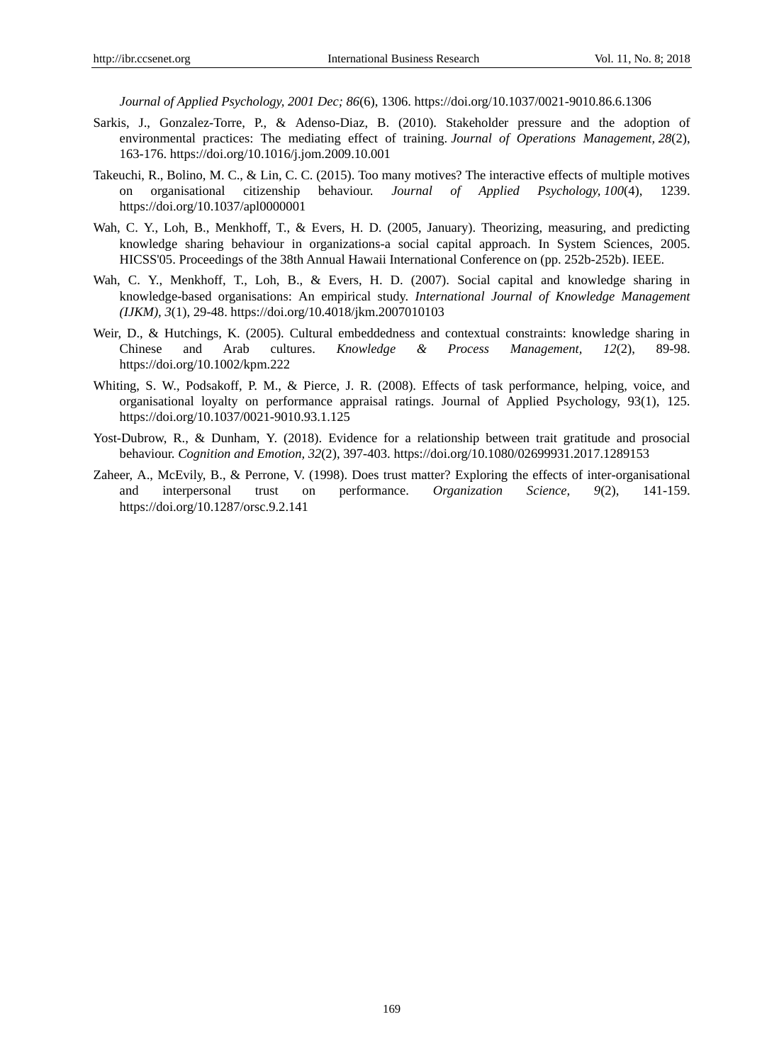*Journal of Applied Psychology, 2001 Dec; 86*(6), 1306. https://doi.org/10.1037/0021-9010.86.6.1306

Sarkis, J., Gonzalez-Torre, P., & Adenso-Diaz, B. (2010). Stakeholder pressure and the adoption of environmental practices: The mediating effect of training. *Journal of Operations Management, 28*(2), 163-176. https://doi.org/10.1016/j.jom.2009.10.001

Takeuchi, R., Bolino, M. C., & Lin, C. C. (2015). Too many motives? The interactive effects of multiple motives on organisational citizenship behaviour. *Journal of Applied Psychology, 100*(4), 1239. https://doi.org/10.1037/apl0000001

Wah, C. Y., Loh, B., Menkhoff, T., & Evers, H. D. (2005, January). Theorizing, measuring, and predicting knowledge sharing behaviour in organizations-a social capital approach. In System Sciences, 2005. HICSS'05. Proceedings of the 38th Annual Hawaii International Conference on (pp. 252b-252b). IEEE.

Wah, C. Y., Menkhoff, T., Loh, B., & Evers, H. D. (2007). Social capital and knowledge sharing in knowledge-based organisations: An empirical study. *International Journal of Knowledge Management (IJKM), 3*(1), 29-48. https://doi.org/10.4018/jkm.2007010103

Weir, D., & Hutchings, K. (2005). Cultural embeddedness and contextual constraints: knowledge sharing in Chinese and Arab cultures. *Knowledge & Process Management, 12*(2), 89-98. https://doi.org/10.1002/kpm.222

Whiting, S. W., Podsakoff, P. M., & Pierce, J. R. (2008). Effects of task performance, helping, voice, and organisational loyalty on performance appraisal ratings. Journal of Applied Psychology, 93(1), 125. https://doi.org/10.1037/0021-9010.93.1.125

Yost-Dubrow, R., & Dunham, Y. (2018). Evidence for a relationship between trait gratitude and prosocial behaviour. *Cognition and Emotion, 32*(2), 397-403. https://doi.org/10.1080/02699931.2017.1289153

Zaheer, A., McEvily, B., & Perrone, V. (1998). Does trust matter? Exploring the effects of inter-organisational and interpersonal trust on performance. *Organization Science, 9*(2), 141-159. https://doi.org/10.1287/orsc.9.2.141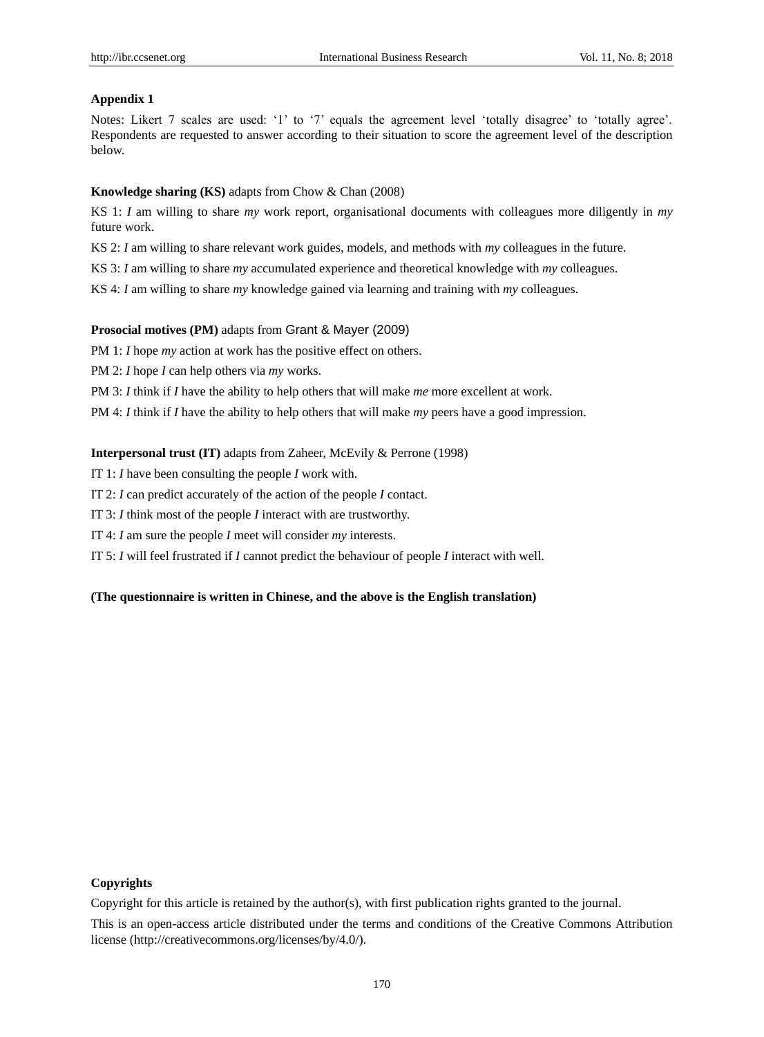## Appendix 1

Notes: Likert 7 scales are used: '1' to '7' equals the agreement level 'totally disagree' to 'totally agree'. Respondents are requested to answer according to their situation to score the agreement level of the description below.

**Knowledge sharing (KS)** adapts from Chow & Chan (2008)

KS 1: *I* am willing to share *my* work report, organisational documents with colleagues more diligently in *my* future work.

KS 2: *I* am willing to share relevant work guides, models, and methods with *my* colleagues in the future.

KS 3: *I* am willing to share *my* accumulated experience and theoretical knowledge with *my* colleagues.

KS 4: *I* am willing to share *my* knowledge gained via learning and training with *my* colleagues.

**Prosocial motives (PM)** adapts from Grant & Mayer (2009)

PM 1: *I* hope *my* action at work has the positive effect on others.

PM 2: *I* hope *I* can help others via *my* works.

PM 3: *I* think if *I* have the ability to help others that will make *me* more excellent at work.

PM 4: *I* think if *I* have the ability to help others that will make *my* peers have a good impression.

**Interpersonal trust (IT)** adapts from Zaheer, McEvily & Perrone (1998)

IT 1: *I* have been consulting the people *I* work with.

IT 2: *I* can predict accurately of the action of the people *I* contact.

IT 3: *I* think most of the people *I* interact with are trustworthy.

IT 4: *I* am sure the people *I* meet will consider *my* interests.

IT 5: *I* will feel frustrated if *I* cannot predict the behaviour of people *I* interact with well.

**(The questionnaire is written in Chinese, and the above is the English translation)**

## Copyrights

Copyright for this article is retained by the author(s), with first publication rights granted to the journal.

This is an open-access article distributed under the terms and conditions of the Creative Commons Attribution license (http://creativecommons.org/licenses/by/4.0/).